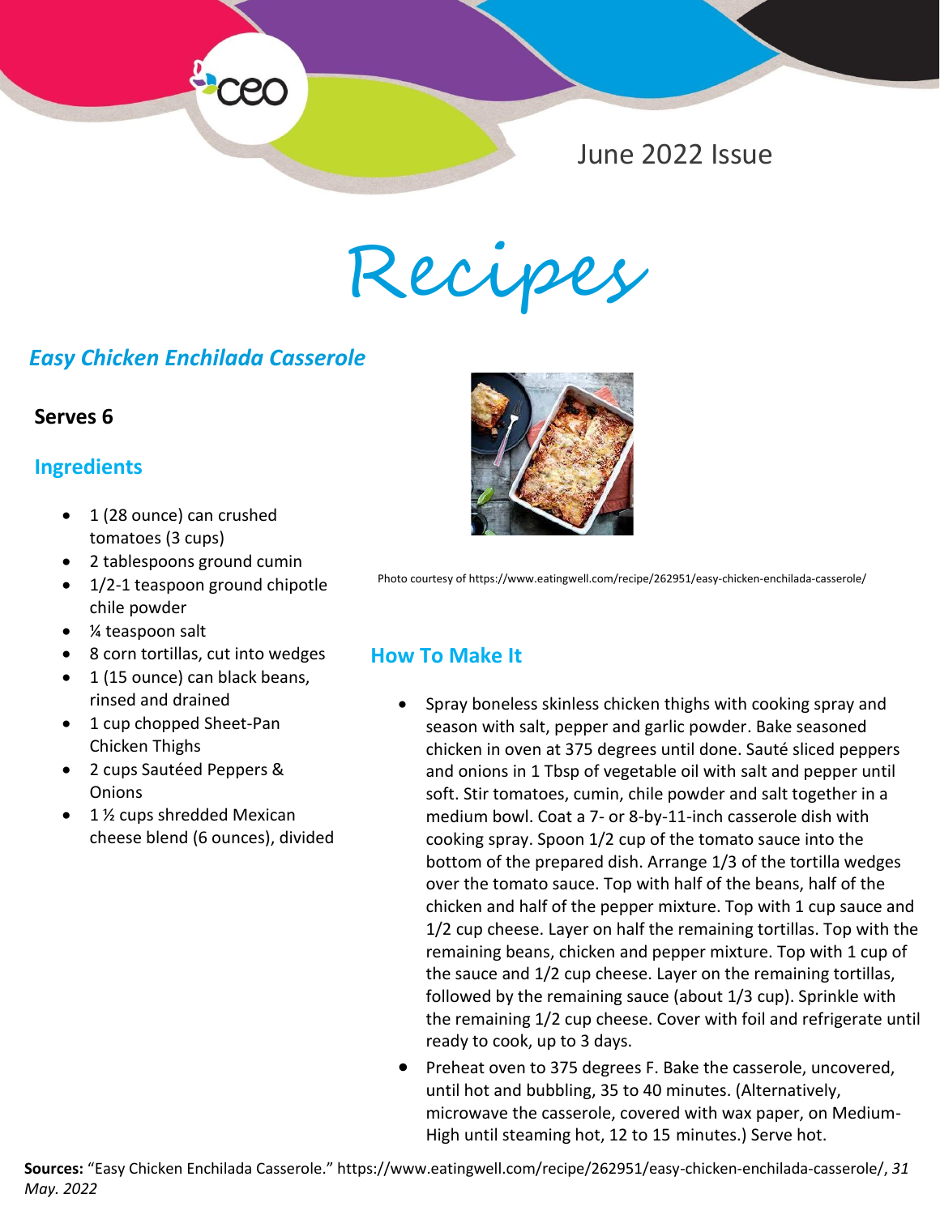June 2022 Issue

# Recipes

## *Easy Chicken Enchilada Casserole*

**Serves 6**

### Ingredients

- 1 (28 ounce) can crushed tomatoes (3 cups)
- 2 tablespoons ground cumin
- 1/2-1 teaspoon ground chipotle chile powder
- ¼ teaspoon salt
- 8 corn tortillas, cut into wedges
- 1 (15 ounce) can black beans, rinsed and drained
- 1 cup chopped Sheet-Pan Chicken Thighs
- 2 cups Sautéed Peppers & Onions
- 1 ½ cups shredded Mexican cheese blend (6 ounces), divided

Photo courtesy of https://www.eatingwell.com/recipe/262951/easy-chicken-enchilada-casserole/

### How To Make It

- Spray boneless skinless chicken thighs with cooking spray and season with salt, pepper and garlic powder. Bake seasoned chicken in oven at 375 degrees until done. Sauté sliced peppers and onions in 1 Tbsp of vegetable oil with salt and pepper until soft. Stir tomatoes, cumin, chile powder and salt together in a medium bowl. Coat a 7- or 8-by-11-inch casserole dish with cooking spray. Spoon 1/2 cup of the tomato sauce into the bottom of the prepared dish. Arrange 1/3 of the tortilla wedges over the tomato sauce. Top with half of the beans, half of the chicken and half of the pepper mixture. Top with 1 cup sauce and 1/2 cup cheese. Layer on half the remaining tortillas. Top with the remaining beans, chicken and pepper mixture. Top with 1 cup of the sauce and 1/2 cup cheese. Layer on the remaining tortillas, followed by the remaining sauce (about 1/3 cup). Sprinkle with the remaining 1/2 cup cheese. Cover with foil and refrigerate until ready to cook, up to 3 days.
- Preheat oven to 375 degrees F. Bake the casserole, uncovered, until hot and bubbling, 35 to 40 minutes. (Alternatively, microwave the casserole, covered with wax paper, on Medium-High until steaming hot, 12 to 15 minutes.) Serve hot.

**Sources:** "Easy Chicken Enchilada Casserole." https://www.eatingwell.com/recipe/262951/easy-chicken-enchilada-casserole/, *31 May. 2022*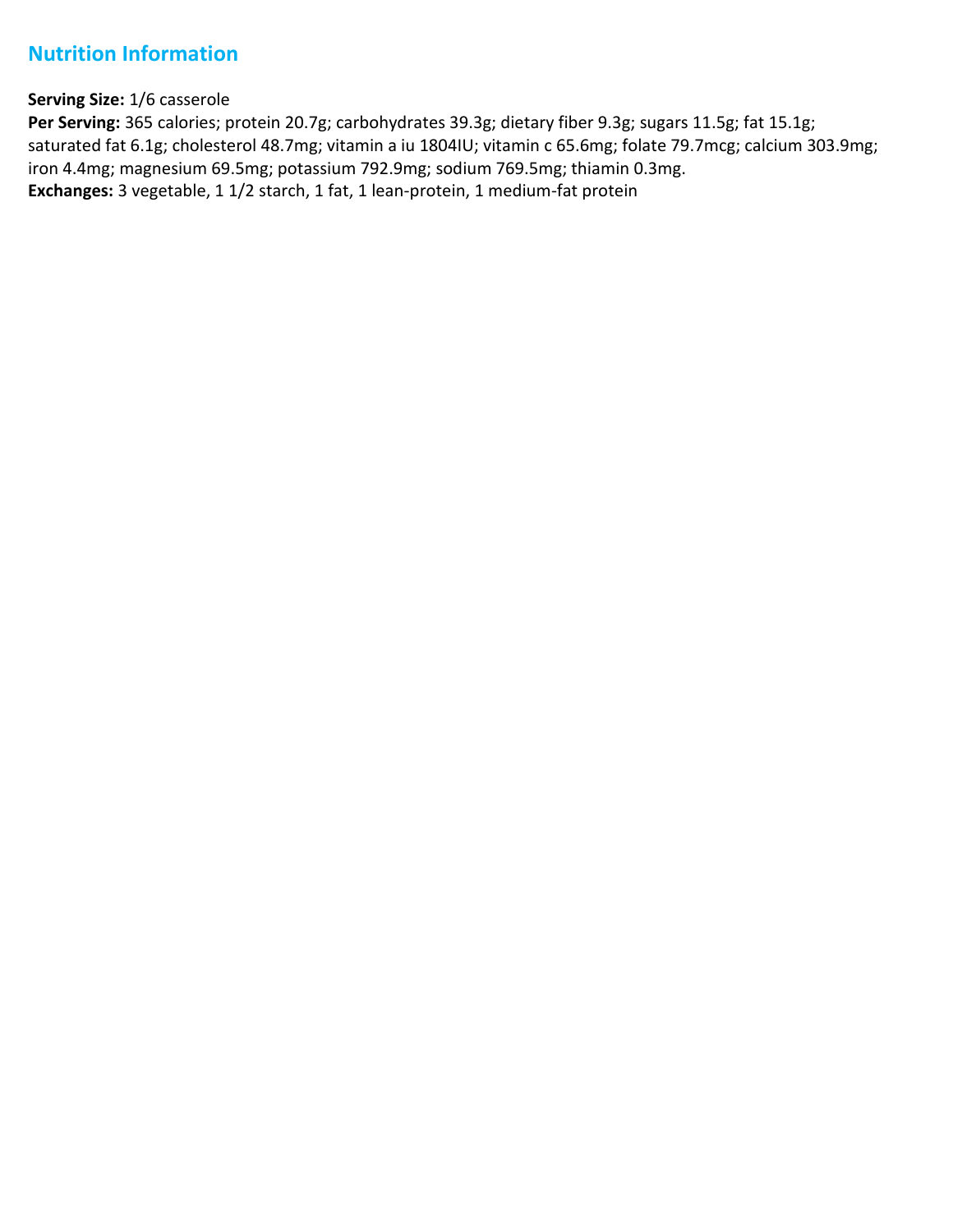## Nutrition Information

**Serving Size:** 1/6 casserole
**Per Serving:** 365 calories; protein 20.7g; carbohydrates 39.3g; dietary fiber 9.3g; sugars 11.5g; fat 15.1g; saturated fat 6.1g; cholesterol 48.7mg; vitamin a iu 1804IU; vitamin c 65.6mg; folate 79.7mcg; calcium 303.9mg; iron 4.4mg; magnesium 69.5mg; potassium 792.9mg; sodium 769.5mg; thiamin 0.3mg.
**Exchanges:** 3 vegetable, 1 1/2 starch, 1 fat, 1 lean-protein, 1 medium-fat protein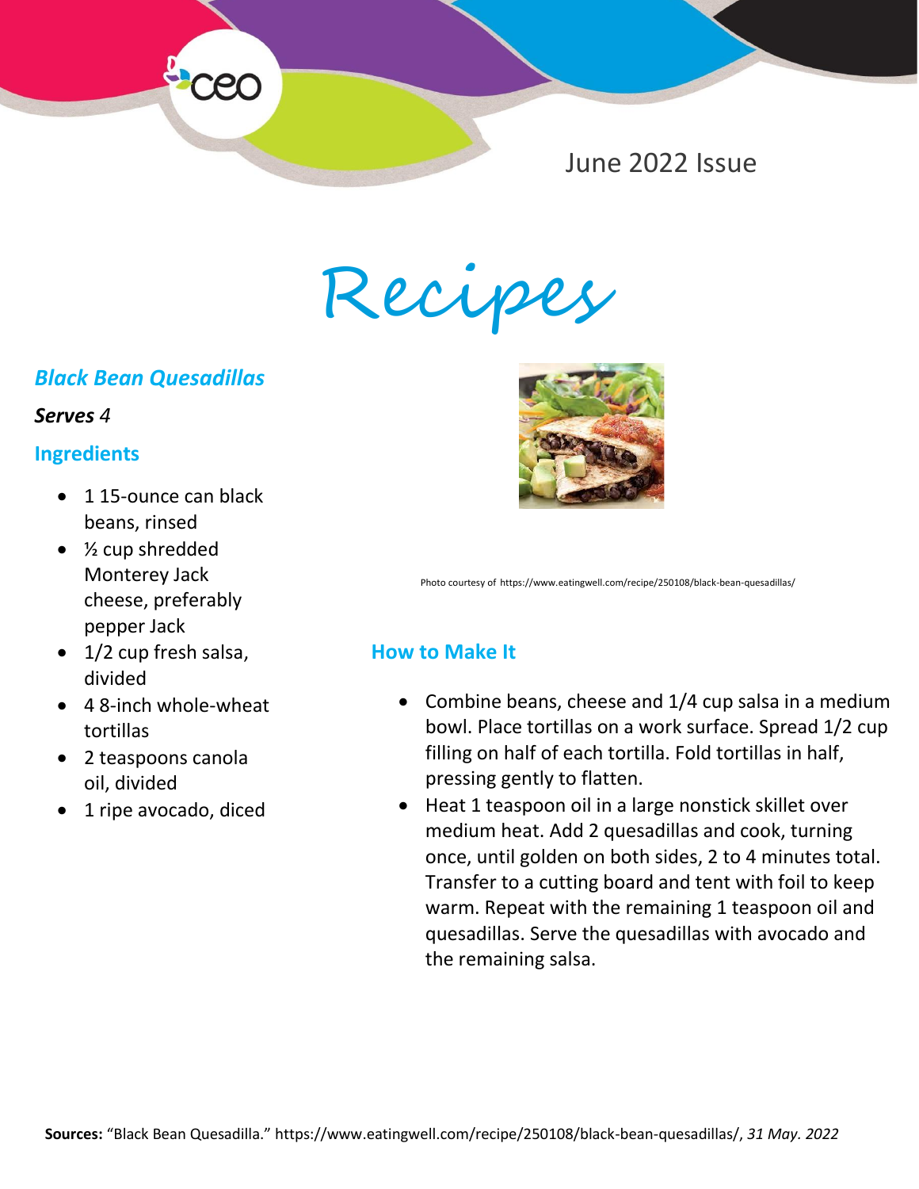June 2022 Issue

# Recipes

## *Black Bean Quesadillas*

***Serves** 4*

### Ingredients

- 1 15-ounce can black beans, rinsed
- ½ cup shredded Monterey Jack cheese, preferably pepper Jack
- 1/2 cup fresh salsa, divided
- 4 8-inch whole-wheat tortillas
- 2 teaspoons canola oil, divided
- 1 ripe avocado, diced

Photo courtesy of https://www.eatingwell.com/recipe/250108/black-bean-quesadillas/

### How to Make It

- Combine beans, cheese and 1/4 cup salsa in a medium bowl. Place tortillas on a work surface. Spread 1/2 cup filling on half of each tortilla. Fold tortillas in half, pressing gently to flatten.
- Heat 1 teaspoon oil in a large nonstick skillet over medium heat. Add 2 quesadillas and cook, turning once, until golden on both sides, 2 to 4 minutes total. Transfer to a cutting board and tent with foil to keep warm. Repeat with the remaining 1 teaspoon oil and quesadillas. Serve the quesadillas with avocado and the remaining salsa.

**Sources:** "Black Bean Quesadilla." https://www.eatingwell.com/recipe/250108/black-bean-quesadillas/, *31 May. 2022*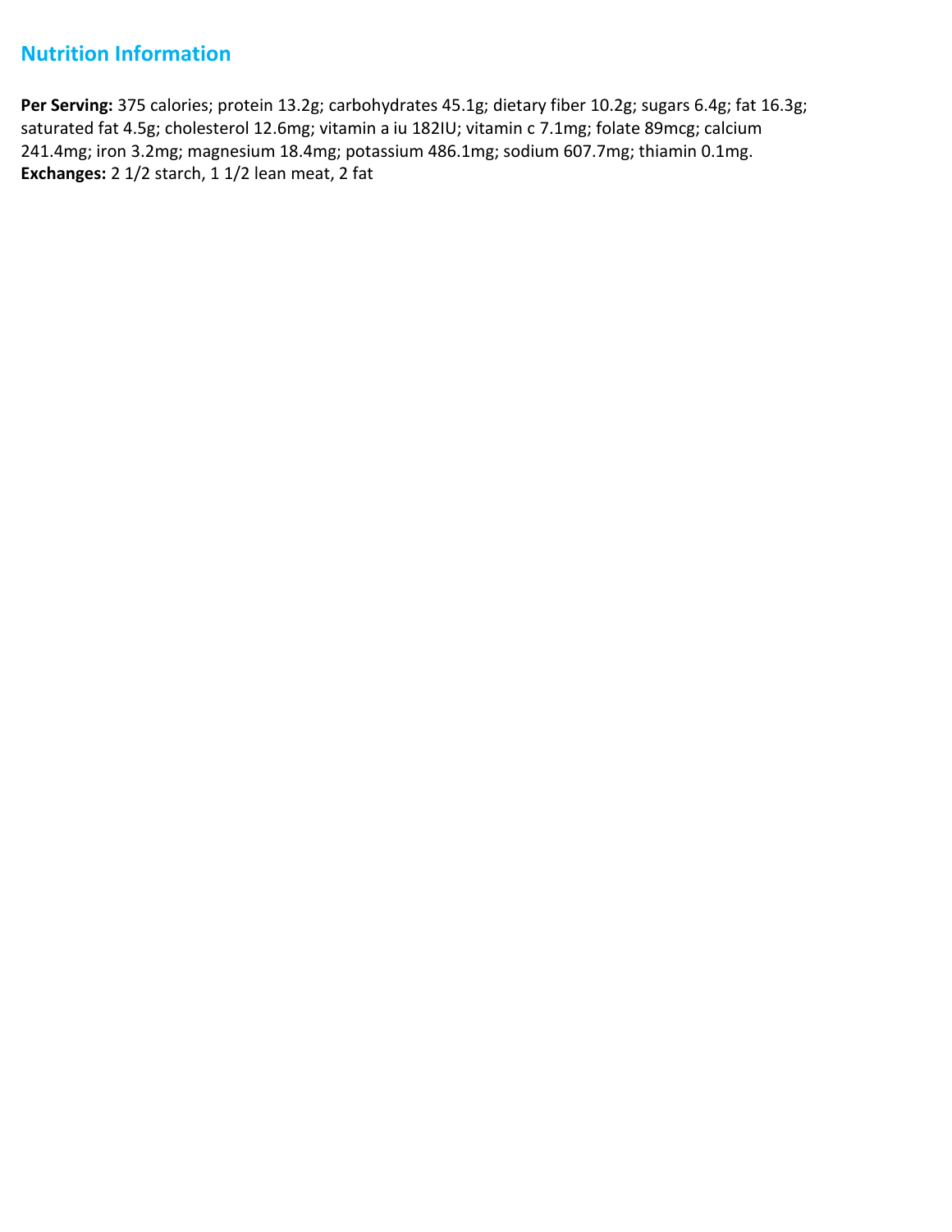## Nutrition Information

**Per Serving:** 375 calories; protein 13.2g; carbohydrates 45.1g; dietary fiber 10.2g; sugars 6.4g; fat 16.3g; saturated fat 4.5g; cholesterol 12.6mg; vitamin a iu 182IU; vitamin c 7.1mg; folate 89mcg; calcium 241.4mg; iron 3.2mg; magnesium 18.4mg; potassium 486.1mg; sodium 607.7mg; thiamin 0.1mg.
**Exchanges:** 2 1/2 starch, 1 1/2 lean meat, 2 fat